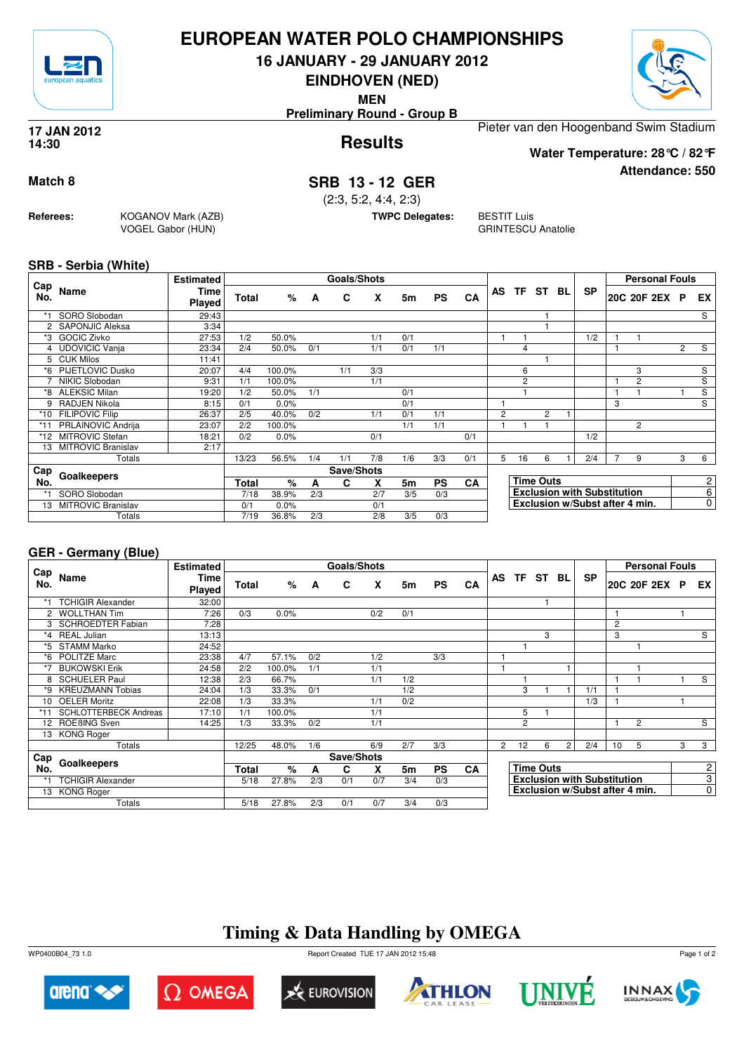# EUROPEAN WATER POLO CHAMPIONSHIPS

## 16 JANUARY - 29 JANUARY 2012

## EINDHOVEN (NED)

**MEN**

**Preliminary Round - Group B**

**17 JAN 2012**
**14:30**

## Results

Pieter van den Hoogenband Swim Stadium

**Water Temperature: 28 °C / 82 °F**

**Attendance: 550**

**Match 8**

## SRB 13 - 12 GER

(2:3, 5:2, 4:4, 2:3)

**Referees:** KOGANOV Mark (AZB), VOGEL Gabor (HUN)

**TWPC Delegates:** BESTIT Luis, GRINTESCU Anatolie

### SRB - Serbia (White)

| Cap No. | Name | Estimated Time Played | Goals/Shots Total | % | A | C | X | 5m | PS | CA | AS | TF | ST | BL | SP | 20C | 20F | 2EX | P | EX |
|---|---|---|---|---|---|---|---|---|---|---|---|---|---|---|---|---|---|---|---|---|
| *1 | SORO Slobodan | 29:43 | | | | | | | | | | | 1 | | | | | | | S |
| 2 | SAPONJIC Aleksa | 3:34 | | | | | | | | | | | 1 | | | | | | | |
| *3 | GOCIC Zivko | 27:53 | 1/2 | 50.0% | | | 1/1 | 0/1 | | | 1 | 1 | | | 1/2 | 1 | 1 | | | |
| 4 | UDOVICIC Vanja | 23:34 | 2/4 | 50.0% | 0/1 | | 1/1 | 0/1 | 1/1 | | | 4 | | | | 1 | | | 2 | S |
| 5 | CUK Milos | 11:41 | | | | | | | | | | | 1 | | | | | | | |
| *6 | PIJETLOVIC Dusko | 20:07 | 4/4 | 100.0% | | 1/1 | 3/3 | | | | | 6 | | | | | 3 | | | S |
| 7 | NIKIC Slobodan | 9:31 | 1/1 | 100.0% | | | 1/1 | | | | | 2 | | | | 1 | 2 | | | S |
| *8 | ALEKSIC Milan | 19:20 | 1/2 | 50.0% | 1/1 | | | 0/1 | | | | 1 | | | | 1 | 1 | | 1 | S |
| 9 | RADJEN Nikola | 8:15 | 0/1 | 0.0% | | | | 0/1 | | | 1 | | | | | 3 | | | | S |
| *10 | FILIPOVIC Filip | 26:37 | 2/5 | 40.0% | 0/2 | | 1/1 | 0/1 | 1/1 | | 2 | | 2 | 1 | | | | | | |
| *11 | PRLAINOVIC Andrija | 23:07 | 2/2 | 100.0% | | | | 1/1 | 1/1 | | 1 | 1 | 1 | | | | 2 | | | |
| *12 | MITROVIC Stefan | 18:21 | 0/2 | 0.0% | | | 0/1 | | | 0/1 | | | | | 1/2 | | | | | |
| 13 | MITROVIC Branislav | 2:17 | | | | | | | | | | | | | | | | | | |
| | Totals | | 13/23 | 56.5% | 1/4 | 1/1 | 7/8 | 1/6 | 3/3 | 0/1 | 5 | 16 | 6 | 1 | 2/4 | 7 | 9 | | 3 | 6 |

| Cap No. | Goalkeepers | Save/Shots Total | % | A | C | X | 5m | PS | CA |
|---|---|---|---|---|---|---|---|---|---|
| *1 | SORO Slobodan | 7/18 | 38.9% | 2/3 | | 2/7 | 3/5 | 0/3 | |
| 13 | MITROVIC Branislav | 0/1 | 0.0% | | | 0/1 | | | |
| | Totals | 7/19 | 36.8% | 2/3 | | 2/8 | 3/5 | 0/3 | |

| | |
|---|---|
| Time Outs | 2 |
| Exclusion with Substitution | 6 |
| Exclusion w/Subst after 4 min. | 0 |

### GER - Germany (Blue)

| Cap No. | Name | Estimated Time Played | Goals/Shots Total | % | A | C | X | 5m | PS | CA | AS | TF | ST | BL | SP | 20C | 20F | 2EX | P | EX |
|---|---|---|---|---|---|---|---|---|---|---|---|---|---|---|---|---|---|---|---|---|
| *1 | TCHIGIR Alexander | 32:00 | | | | | | | | | | | 1 | | | | | | | |
| 2 | WOLLTHAN Tim | 7:26 | 0/3 | 0.0% | | | 0/2 | 0/1 | | | | | | | | 1 | | | 1 | |
| 3 | SCHROEDTER Fabian | 7:28 | | | | | | | | | | | | | | 2 | | | | |
| *4 | REAL Julian | 13:13 | | | | | | | | | | | 3 | | | 3 | | | | S |
| *5 | STAMM Marko | 24:52 | | | | | | | | | | 1 | | | | | 1 | | | |
| *6 | POLITZE Marc | 23:38 | 4/7 | 57.1% | 0/2 | | 1/2 | | 3/3 | | 1 | | | | | | | | | |
| *7 | BUKOWSKI Erik | 24:58 | 2/2 | 100.0% | 1/1 | | 1/1 | | | | 1 | | | 1 | | | 1 | | | |
| 8 | SCHUELER Paul | 12:38 | 2/3 | 66.7% | | | 1/1 | 1/2 | | | | 1 | | | | 1 | 1 | | 1 | S |
| *9 | KREUZMANN Tobias | 24:04 | 1/3 | 33.3% | 0/1 | | | 1/2 | | | | 3 | 1 | 1 | 1/1 | 1 | | | | |
| 10 | OELER Moritz | 22:08 | 1/3 | 33.3% | | | 1/1 | 0/2 | | | | | | | 1/3 | 1 | | | 1 | |
| *11 | SCHLOTTERBECK Andreas | 17:10 | 1/1 | 100.0% | | | 1/1 | | | | | 5 | 1 | | | | | | | |
| 12 | ROEßING Sven | 14:25 | 1/3 | 33.3% | 0/2 | | 1/1 | | | | | 2 | | | | 1 | 2 | | | S |
| 13 | KONG Roger | | | | | | | | | | | | | | | | | | | |
| | Totals | | 12/25 | 48.0% | 1/6 | | 6/9 | 2/7 | 3/3 | | 2 | 12 | 6 | 2 | 2/4 | 10 | 5 | | 3 | 3 |

| Cap No. | Goalkeepers | Save/Shots Total | % | A | C | X | 5m | PS | CA |
|---|---|---|---|---|---|---|---|---|---|
| *1 | TCHIGIR Alexander | 5/18 | 27.8% | 2/3 | 0/1 | 0/7 | 3/4 | 0/3 | |
| 13 | KONG Roger | | | | | | | | |
| | Totals | 5/18 | 27.8% | 2/3 | 0/1 | 0/7 | 3/4 | 0/3 | |

| | |
|---|---|
| Time Outs | 2 |
| Exclusion with Substitution | 3 |
| Exclusion w/Subst after 4 min. | 0 |

## Timing & Data Handling by OMEGA

WP0400B04_73 1.0 — Report Created TUE 17 JAN 2012 15:48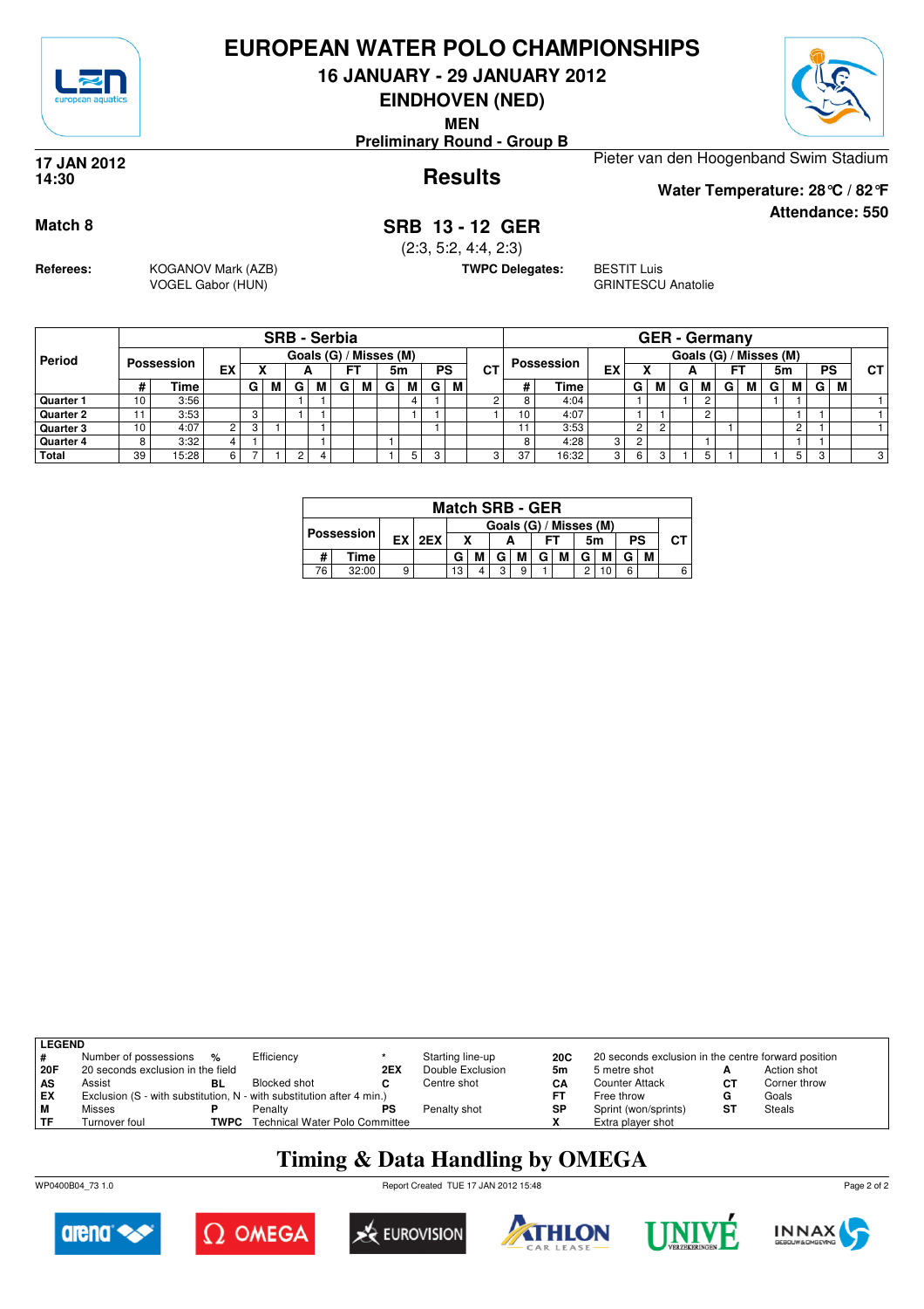# EUROPEAN WATER POLO CHAMPIONSHIPS

## 16 JANUARY - 29 JANUARY 2012

## EINDHOVEN (NED)

**MEN**

**Preliminary Round - Group B**

**17 JAN 2012**
**14:30**

Pieter van den Hoogenband Swim Stadium

## Results

**Water Temperature: 28℃ / 82℉**

**Attendance: 550**

**Match 8**

## SRB 13 - 12 GER

(2:3, 5:2, 4:4, 2:3)

**Referees:** KOGANOV Mark (AZB), VOGEL Gabor (HUN)

**TWPC Delegates:** BESTIT Luis, GRINTESCU Anatolie

| Period | SRB - Serbia | | | | | | | | | | | | | | GER - Germany | | | | | | | | | | | | | |
|---|---|---|---|---|---|---|---|---|---|---|---|---|---|---|---|---|---|---|---|---|---|---|---|---|---|---|---|---|
| | Possession | | EX | Goals (G) / Misses (M) | | | | | | | | | | CT | Possession | | EX | Goals (G) / Misses (M) | | | | | | | | | | CT |
| | | | | X | | A | | FT | | 5m | | PS | | | | | | X | | A | | FT | | 5m | | PS | | |
| | # | Time | | G | M | G | M | G | M | G | M | G | M | | # | Time | | G | M | G | M | G | M | G | M | G | M | |
| Quarter 1 | 10 | 3:56 | | | | 1 | 1 | | | | 4 | 1 | | 2 | 8 | 4:04 | | 1 | | 1 | 2 | | | 1 | 1 | | | 1 |
| Quarter 2 | 11 | 3:53 | | 3 | | 1 | 1 | | | | 1 | 1 | | 1 | 10 | 4:07 | | 1 | 1 | | 2 | | | | 1 | 1 | | 1 |
| Quarter 3 | 10 | 4:07 | 2 | 3 | 1 | | 1 | | | | | 1 | | | 11 | 3:53 | | 2 | 2 | | | 1 | | | 2 | 1 | | 1 |
| Quarter 4 | 8 | 3:32 | 4 | 1 | | | 1 | | | 1 | | | | | 8 | 4:28 | 3 | 2 | | | 1 | | | | 1 | 1 | | |
| Total | 39 | 15:28 | 6 | 7 | 1 | 2 | 4 | | | 1 | 5 | 3 | | 3 | 37 | 16:32 | 3 | 6 | 3 | 1 | 5 | 1 | | 1 | 5 | 3 | | 3 |

| Match SRB - GER | | | | | | | | | | | | | | |
|---|---|---|---|---|---|---|---|---|---|---|---|---|---|---|
| Possession | | EX | 2EX | Goals (G) / Misses (M) | | | | | | | | | | CT |
| | | | | X | | A | | FT | | 5m | | PS | | |
| # | Time | | | G | M | G | M | G | M | G | M | G | M | |
| 76 | 32:00 | 9 | | 13 | 4 | 3 | 9 | 1 | | 2 | 10 | 6 | | 6 |

| LEGEND | | | | | | | |
|---|---|---|---|---|---|---|---|
| # | Number of possessions | % | Efficiency | * | Starting line-up | 20C | 20 seconds exclusion in the centre forward position |
| 20F | 20 seconds exclusion in the field | | | 2EX | Double Exclusion | 5m | 5 metre shot |
| AS | Assist | BL | Blocked shot | C | Centre shot | CA | Counter Attack |
| EX | Exclusion (S - with substitution, N - with substitution after 4 min.) | | | | | FT | Free throw |
| M | Misses | P | Penalty | PS | Penalty shot | SP | Sprint (won/sprints) |
| TF | Turnover foul | TWPC | Technical Water Polo Committee | | | X | Extra player shot |
| A | Action shot | CT | Corner throw | G | Goals | ST | Steals |

## Timing & Data Handling by OMEGA

WP0400B04_73 1.0 Report Created TUE 17 JAN 2012 15:48